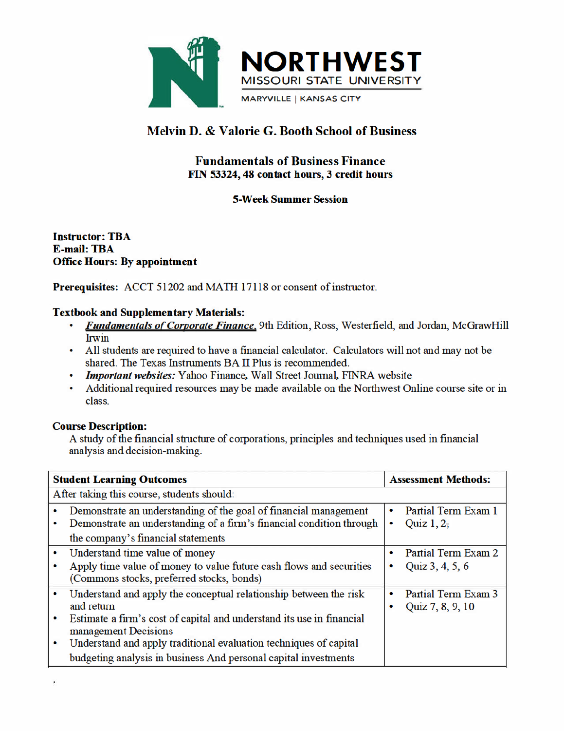# NORTHWEST MISSOURI STATE UNIVERSITY

MARYVILLE | KANSAS CITY

## Melvin D. & Valorie G. Booth School of Business

### Fundamentals of Business Finance

**FIN 53324, 48 contact hours, 3 credit hours**

**5-Week Summer Session**

**Instructor: TBA**
**E-mail: TBA**
**Office Hours: By appointment**

**Prerequisites:** ACCT 51202 and MATH 17118 or consent of instructor.

**Textbook and Supplementary Materials:**

- ***Fundamentals of Corporate Finance***, 9th Edition, Ross, Westerfield, and Jordan, McGrawHill Irwin
- All students are required to have a financial calculator. Calculators will not and may not be shared. The Texas Instruments BA II Plus is recommended.
- ***Important websites:*** Yahoo Finance, Wall Street Journal, FINRA website
- Additional required resources may be made available on the Northwest Online course site or in class.

**Course Description:**
A study of the financial structure of corporations, principles and techniques used in financial analysis and decision-making.

| **Student Learning Outcomes** | **Assessment Methods:** |
|---|---|
| After taking this course, students should: | |
| • Demonstrate an understanding of the goal of financial management<br>• Demonstrate an understanding of a firm's financial condition through the company's financial statements | • Partial Term Exam 1<br>• Quiz 1, 2; |
| • Understand time value of money<br>• Apply time value of money to value future cash flows and securities (Commons stocks, preferred stocks, bonds) | • Partial Term Exam 2<br>• Quiz 3, 4, 5, 6 |
| • Understand and apply the conceptual relationship between the risk and return<br>• Estimate a firm's cost of capital and understand its use in financial management Decisions<br>• Understand and apply traditional evaluation techniques of capital budgeting analysis in business And personal capital investments | • Partial Term Exam 3<br>• Quiz 7, 8, 9, 10 |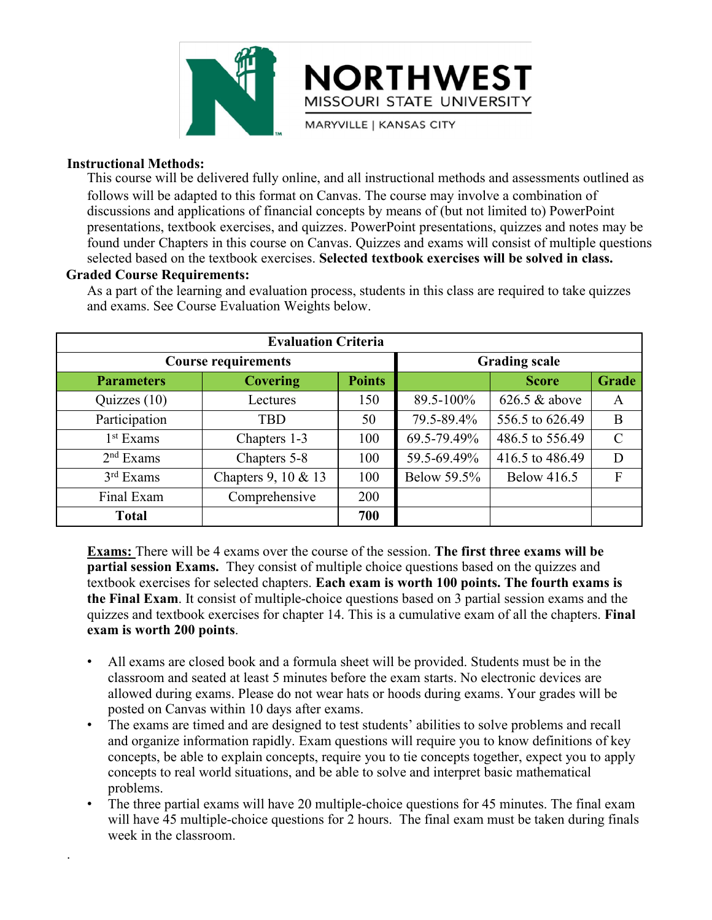**Instructional Methods:**

This course will be delivered fully online, and all instructional methods and assessments outlined as follows will be adapted to this format on Canvas. The course may involve a combination of discussions and applications of financial concepts by means of (but not limited to) PowerPoint presentations, textbook exercises, and quizzes. PowerPoint presentations, quizzes and notes may be found under Chapters in this course on Canvas. Quizzes and exams will consist of multiple questions selected based on the textbook exercises. **Selected textbook exercises will be solved in class.**

**Graded Course Requirements:**

As a part of the learning and evaluation process, students in this class are required to take quizzes and exams. See Course Evaluation Weights below.

| Evaluation Criteria | | | | | |
|---|---|---|---|---|---|
| **Course requirements** | | | **Grading scale** | | |
| **Parameters** | **Covering** | **Points** | | **Score** | **Grade** |
| Quizzes (10) | Lectures | 150 | 89.5-100% | 626.5 & above | A |
| Participation | TBD | 50 | 79.5-89.4% | 556.5 to 626.49 | B |
| 1st Exams | Chapters 1-3 | 100 | 69.5-79.49% | 486.5 to 556.49 | C |
| 2nd Exams | Chapters 5-8 | 100 | 59.5-69.49% | 416.5 to 486.49 | D |
| 3rd Exams | Chapters 9, 10 & 13 | 100 | Below 59.5% | Below 416.5 | F |
| Final Exam | Comprehensive | 200 | | | |
| **Total** | | **700** | | | |

**Exams:** There will be 4 exams over the course of the session. **The first three exams will be partial session Exams.** They consist of multiple choice questions based on the quizzes and textbook exercises for selected chapters. **Each exam is worth 100 points. The fourth exams is the Final Exam**. It consist of multiple-choice questions based on 3 partial session exams and the quizzes and textbook exercises for chapter 14. This is a cumulative exam of all the chapters. **Final exam is worth 200 points**.

- All exams are closed book and a formula sheet will be provided. Students must be in the classroom and seated at least 5 minutes before the exam starts. No electronic devices are allowed during exams. Please do not wear hats or hoods during exams. Your grades will be posted on Canvas within 10 days after exams.
- The exams are timed and are designed to test students' abilities to solve problems and recall and organize information rapidly. Exam questions will require you to know definitions of key concepts, be able to explain concepts, require you to tie concepts together, expect you to apply concepts to real world situations, and be able to solve and interpret basic mathematical problems.
- The three partial exams will have 20 multiple-choice questions for 45 minutes. The final exam will have 45 multiple-choice questions for 2 hours. The final exam must be taken during finals week in the classroom.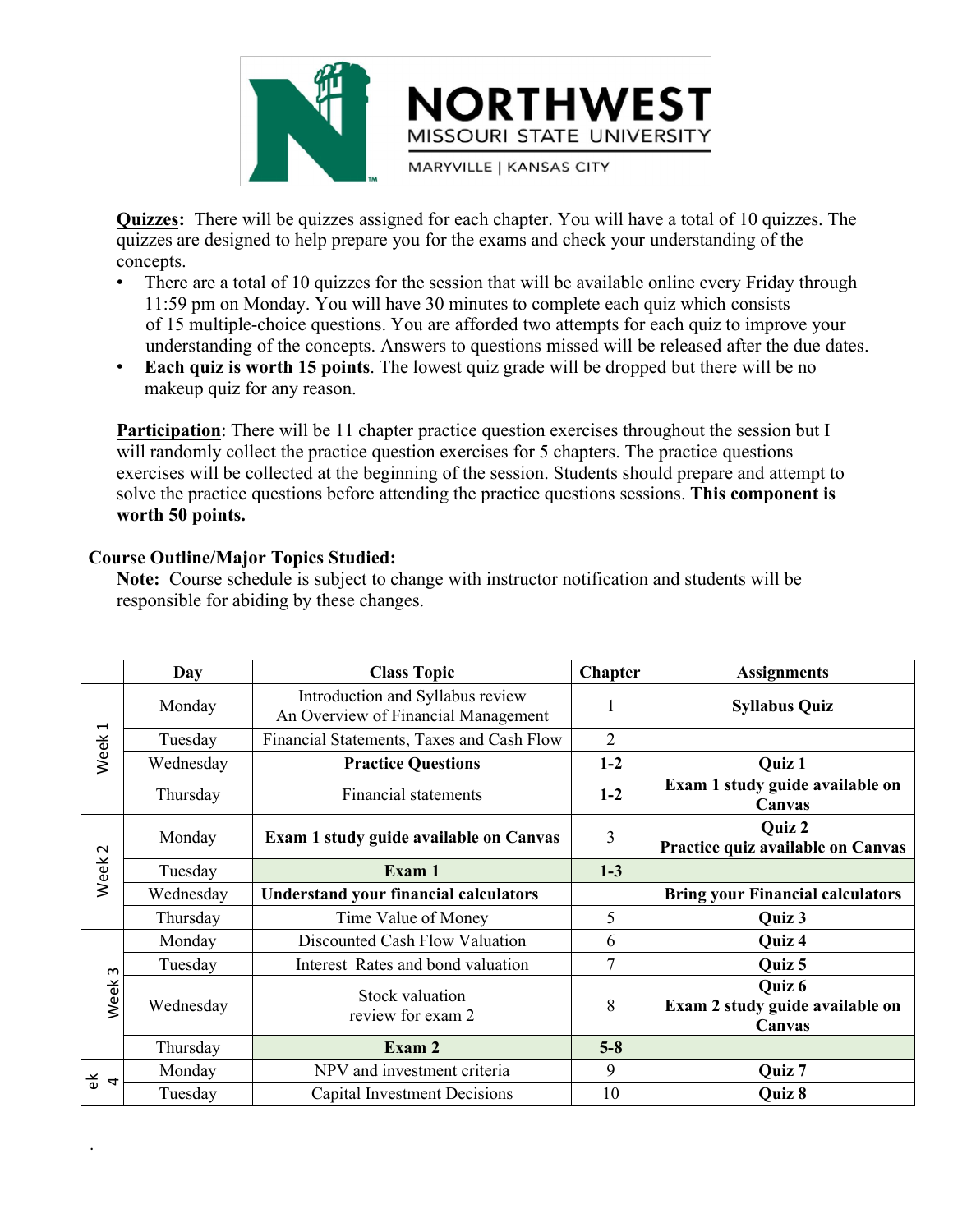**Quizzes:** There will be quizzes assigned for each chapter. You will have a total of 10 quizzes. The quizzes are designed to help prepare you for the exams and check your understanding of the concepts.

- There are a total of 10 quizzes for the session that will be available online every Friday through 11:59 pm on Monday. You will have 30 minutes to complete each quiz which consists of 15 multiple-choice questions. You are afforded two attempts for each quiz to improve your understanding of the concepts. Answers to questions missed will be released after the due dates.
- **Each quiz is worth 15 points**. The lowest quiz grade will be dropped but there will be no makeup quiz for any reason.

**Participation**: There will be 11 chapter practice question exercises throughout the session but I will randomly collect the practice question exercises for 5 chapters. The practice questions exercises will be collected at the beginning of the session. Students should prepare and attempt to solve the practice questions before attending the practice questions sessions. **This component is worth 50 points.**

### Course Outline/Major Topics Studied:

**Note:** Course schedule is subject to change with instructor notification and students will be responsible for abiding by these changes.

| | Day | Class Topic | Chapter | Assignments |
|---|---|---|---|---|
| Week 1 | Monday | Introduction and Syllabus review An Overview of Financial Management | 1 | **Syllabus Quiz** |
| | Tuesday | Financial Statements, Taxes and Cash Flow | 2 | |
| | Wednesday | **Practice Questions** | **1-2** | **Quiz 1** |
| | Thursday | Financial statements | **1-2** | **Exam 1 study guide available on Canvas** |
| Week 2 | Monday | **Exam 1 study guide available on Canvas** | 3 | **Quiz 2 Practice quiz available on Canvas** |
| | Tuesday | **Exam 1** | **1-3** | |
| | Wednesday | **Understand your financial calculators** | | **Bring your Financial calculators** |
| | Thursday | Time Value of Money | 5 | **Quiz 3** |
| Week 3 | Monday | Discounted Cash Flow Valuation | 6 | **Quiz 4** |
| | Tuesday | Interest Rates and bond valuation | 7 | **Quiz 5** |
| | Wednesday | Stock valuation review for exam 2 | 8 | **Quiz 6 Exam 2 study guide available on Canvas** |
| | Thursday | **Exam 2** | **5-8** | |
| Week 4 | Monday | NPV and investment criteria | 9 | **Quiz 7** |
| | Tuesday | Capital Investment Decisions | 10 | **Quiz 8** |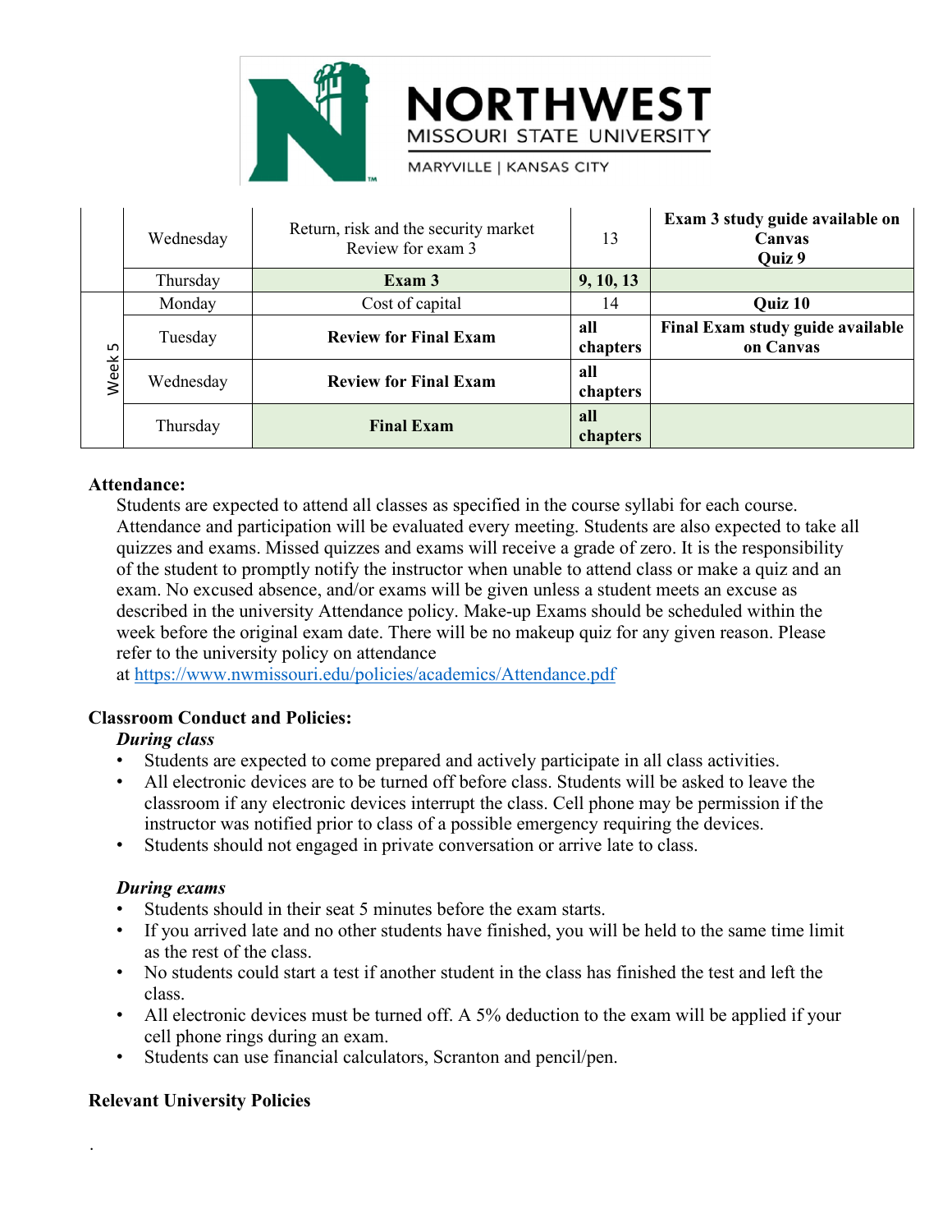| | | | | |
|---|---|---|---|---|
| | Wednesday | Return, risk and the security market<br>Review for exam 3 | 13 | **Exam 3 study guide available on Canvas**<br>**Quiz 9** |
| | Thursday | **Exam 3** | **9, 10, 13** | |
| Week 5 | Monday | Cost of capital | 14 | **Quiz 10** |
| | Tuesday | **Review for Final Exam** | **all chapters** | **Final Exam study guide available on Canvas** |
| | Wednesday | **Review for Final Exam** | **all chapters** | |
| | Thursday | **Final Exam** | **all chapters** | |

**Attendance:**

Students are expected to attend all classes as specified in the course syllabi for each course. Attendance and participation will be evaluated every meeting. Students are also expected to take all quizzes and exams. Missed quizzes and exams will receive a grade of zero. It is the responsibility of the student to promptly notify the instructor when unable to attend class or make a quiz and an exam. No excused absence, and/or exams will be given unless a student meets an excuse as described in the university Attendance policy. Make-up Exams should be scheduled within the week before the original exam date. There will be no makeup quiz for any given reason. Please refer to the university policy on attendance at https://www.nwmissouri.edu/policies/academics/Attendance.pdf

**Classroom Conduct and Policies:**

***During class***

- Students are expected to come prepared and actively participate in all class activities.
- All electronic devices are to be turned off before class. Students will be asked to leave the classroom if any electronic devices interrupt the class. Cell phone may be permission if the instructor was notified prior to class of a possible emergency requiring the devices.
- Students should not engaged in private conversation or arrive late to class.

***During exams***

- Students should in their seat 5 minutes before the exam starts.
- If you arrived late and no other students have finished, you will be held to the same time limit as the rest of the class.
- No students could start a test if another student in the class has finished the test and left the class.
- All electronic devices must be turned off. A 5% deduction to the exam will be applied if your cell phone rings during an exam.
- Students can use financial calculators, Scranton and pencil/pen.

**Relevant University Policies**

.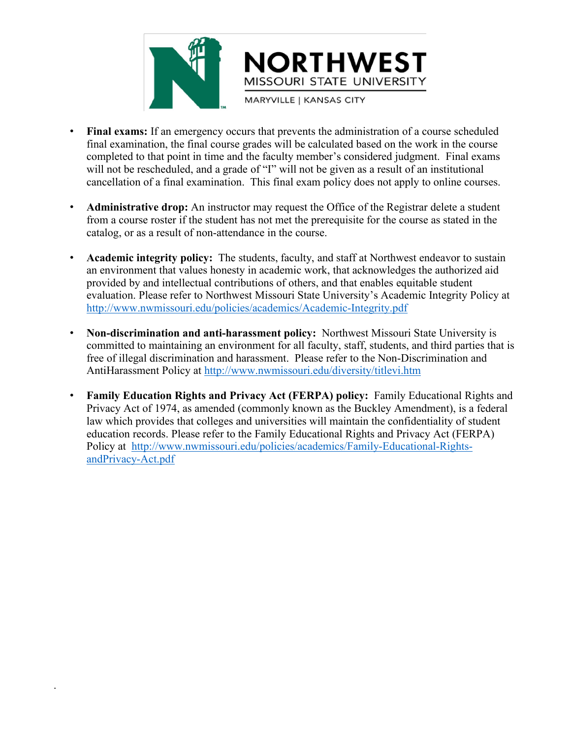- **Final exams:** If an emergency occurs that prevents the administration of a course scheduled final examination, the final course grades will be calculated based on the work in the course completed to that point in time and the faculty member's considered judgment. Final exams will not be rescheduled, and a grade of "I" will not be given as a result of an institutional cancellation of a final examination. This final exam policy does not apply to online courses.

- **Administrative drop:** An instructor may request the Office of the Registrar delete a student from a course roster if the student has not met the prerequisite for the course as stated in the catalog, or as a result of non-attendance in the course.

- **Academic integrity policy:** The students, faculty, and staff at Northwest endeavor to sustain an environment that values honesty in academic work, that acknowledges the authorized aid provided by and intellectual contributions of others, and that enables equitable student evaluation. Please refer to Northwest Missouri State University's Academic Integrity Policy at http://www.nwmissouri.edu/policies/academics/Academic-Integrity.pdf

- **Non-discrimination and anti-harassment policy:** Northwest Missouri State University is committed to maintaining an environment for all faculty, staff, students, and third parties that is free of illegal discrimination and harassment. Please refer to the Non-Discrimination and AntiHarassment Policy at http://www.nwmissouri.edu/diversity/titlevi.htm

- **Family Education Rights and Privacy Act (FERPA) policy:** Family Educational Rights and Privacy Act of 1974, as amended (commonly known as the Buckley Amendment), is a federal law which provides that colleges and universities will maintain the confidentiality of student education records. Please refer to the Family Educational Rights and Privacy Act (FERPA) Policy at http://www.nwmissouri.edu/policies/academics/Family-Educational-Rights-andPrivacy-Act.pdf